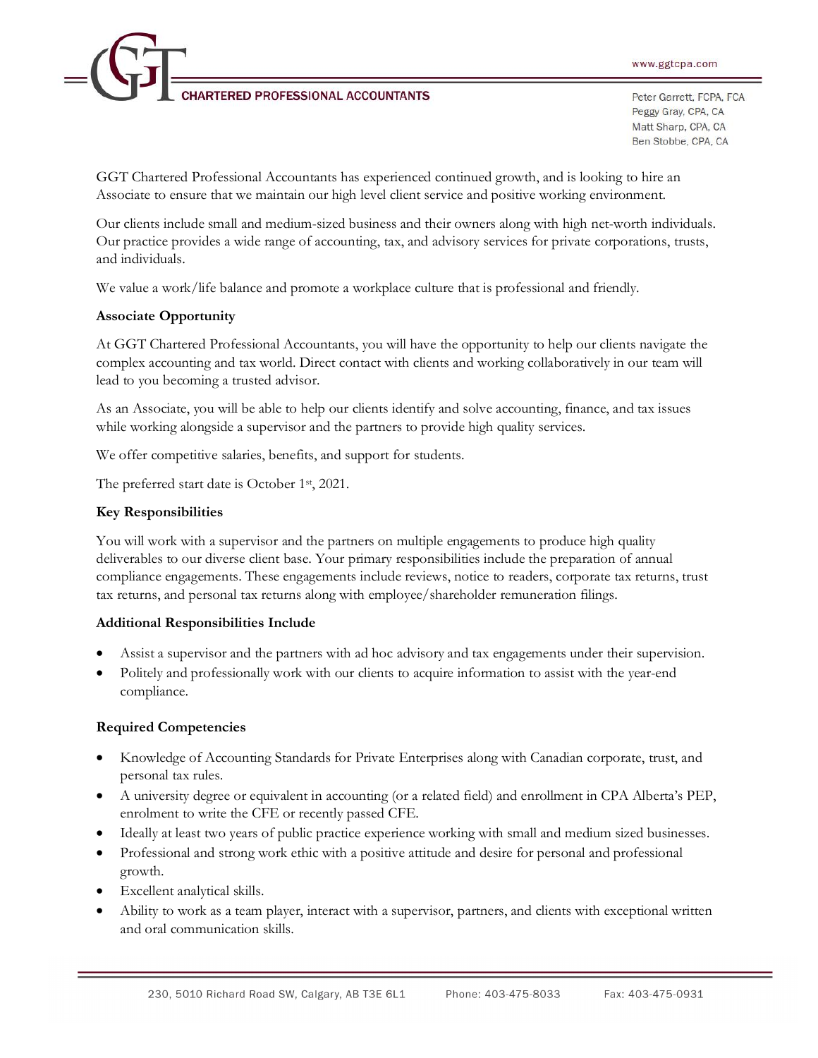# GGT CHARTERED PROFESSIONAL ACCOUNTANTS

www.ggtcpa.com

Peter Garrett, FCPA, FCA
Peggy Gray, CPA, CA
Matt Sharp, CPA, CA
Ben Stobbe, CPA, CA

GGT Chartered Professional Accountants has experienced continued growth, and is looking to hire an Associate to ensure that we maintain our high level client service and positive working environment.

Our clients include small and medium-sized business and their owners along with high net-worth individuals. Our practice provides a wide range of accounting, tax, and advisory services for private corporations, trusts, and individuals.

We value a work/life balance and promote a workplace culture that is professional and friendly.

**Associate Opportunity**

At GGT Chartered Professional Accountants, you will have the opportunity to help our clients navigate the complex accounting and tax world. Direct contact with clients and working collaboratively in our team will lead to you becoming a trusted advisor.

As an Associate, you will be able to help our clients identify and solve accounting, finance, and tax issues while working alongside a supervisor and the partners to provide high quality services.

We offer competitive salaries, benefits, and support for students.

The preferred start date is October 1st, 2021.

**Key Responsibilities**

You will work with a supervisor and the partners on multiple engagements to produce high quality deliverables to our diverse client base. Your primary responsibilities include the preparation of annual compliance engagements. These engagements include reviews, notice to readers, corporate tax returns, trust tax returns, and personal tax returns along with employee/shareholder remuneration filings.

**Additional Responsibilities Include**

- Assist a supervisor and the partners with ad hoc advisory and tax engagements under their supervision.
- Politely and professionally work with our clients to acquire information to assist with the year-end compliance.

**Required Competencies**

- Knowledge of Accounting Standards for Private Enterprises along with Canadian corporate, trust, and personal tax rules.
- A university degree or equivalent in accounting (or a related field) and enrollment in CPA Alberta's PEP, enrolment to write the CFE or recently passed CFE.
- Ideally at least two years of public practice experience working with small and medium sized businesses.
- Professional and strong work ethic with a positive attitude and desire for personal and professional growth.
- Excellent analytical skills.
- Ability to work as a team player, interact with a supervisor, partners, and clients with exceptional written and oral communication skills.

230, 5010 Richard Road SW, Calgary, AB T3E 6L1 Phone: 403-475-8033 Fax: 403-475-0931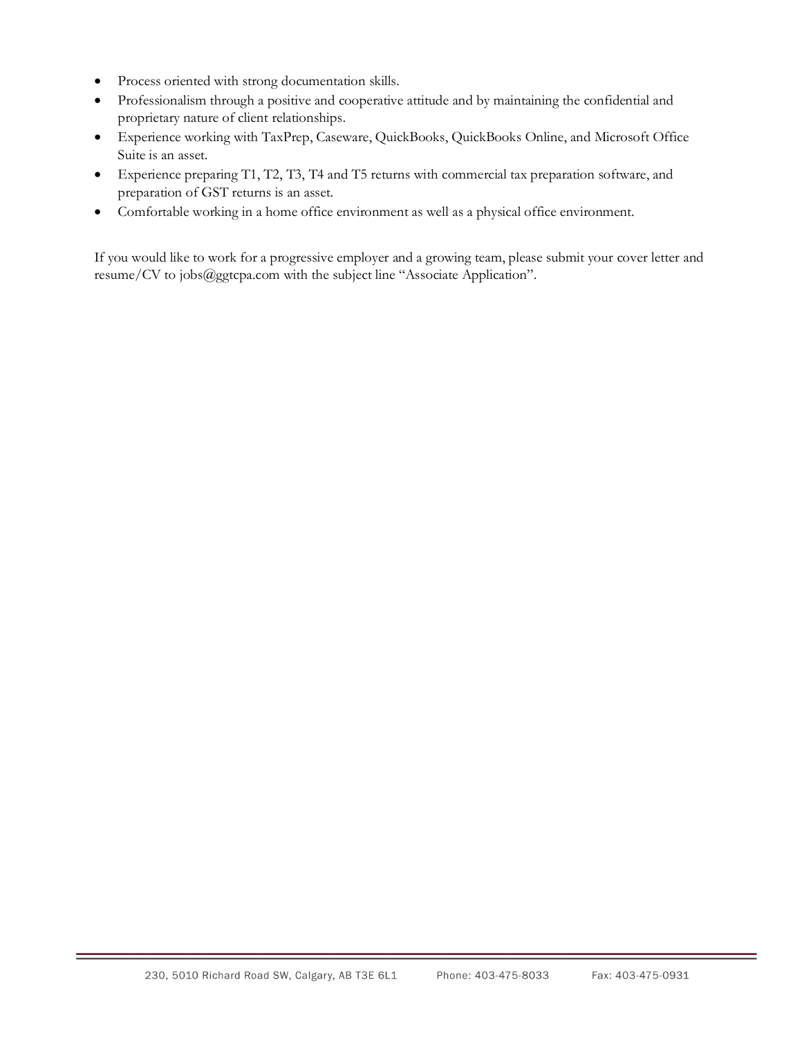- Process oriented with strong documentation skills.
- Professionalism through a positive and cooperative attitude and by maintaining the confidential and proprietary nature of client relationships.
- Experience working with TaxPrep, Caseware, QuickBooks, QuickBooks Online, and Microsoft Office Suite is an asset.
- Experience preparing T1, T2, T3, T4 and T5 returns with commercial tax preparation software, and preparation of GST returns is an asset.
- Comfortable working in a home office environment as well as a physical office environment.

If you would like to work for a progressive employer and a growing team, please submit your cover letter and resume/CV to jobs@ggtcpa.com with the subject line "Associate Application".